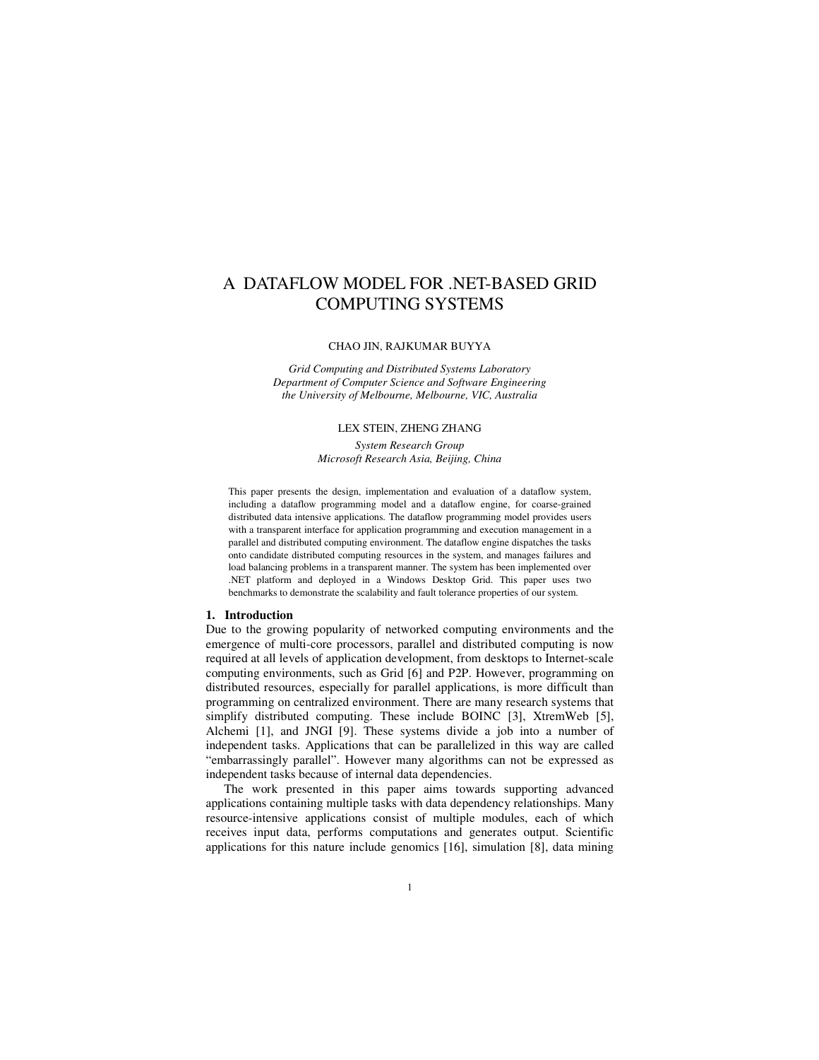# A DATAFLOW MODEL FOR .NET-BASED GRID COMPUTING SYSTEMS

CHAO JIN, RAJKUMAR BUYYA

*Grid Computing and Distributed Systems Laboratory*
*Department of Computer Science and Software Engineering*
*the University of Melbourne, Melbourne, VIC, Australia*

LEX STEIN, ZHENG ZHANG

*System Research Group*
*Microsoft Research Asia, Beijing, China*

This paper presents the design, implementation and evaluation of a dataflow system, including a dataflow programming model and a dataflow engine, for coarse-grained distributed data intensive applications. The dataflow programming model provides users with a transparent interface for application programming and execution management in a parallel and distributed computing environment. The dataflow engine dispatches the tasks onto candidate distributed computing resources in the system, and manages failures and load balancing problems in a transparent manner. The system has been implemented over .NET platform and deployed in a Windows Desktop Grid. This paper uses two benchmarks to demonstrate the scalability and fault tolerance properties of our system.

## 1. Introduction

Due to the growing popularity of networked computing environments and the emergence of multi-core processors, parallel and distributed computing is now required at all levels of application development, from desktops to Internet-scale computing environments, such as Grid [6] and P2P. However, programming on distributed resources, especially for parallel applications, is more difficult than programming on centralized environment. There are many research systems that simplify distributed computing. These include BOINC [3], XtremWeb [5], Alchemi [1], and JNGI [9]. These systems divide a job into a number of independent tasks. Applications that can be parallelized in this way are called "embarrassingly parallel". However many algorithms can not be expressed as independent tasks because of internal data dependencies.

The work presented in this paper aims towards supporting advanced applications containing multiple tasks with data dependency relationships. Many resource-intensive applications consist of multiple modules, each of which receives input data, performs computations and generates output. Scientific applications for this nature include genomics [16], simulation [8], data mining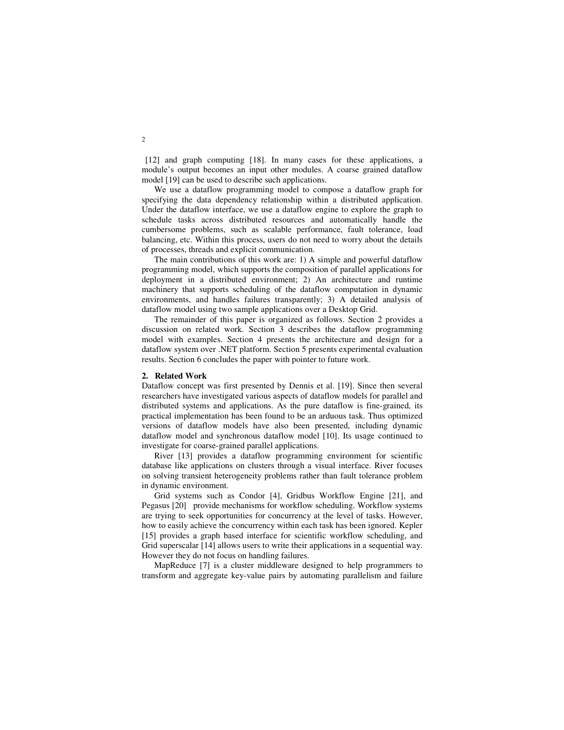[12] and graph computing [18]. In many cases for these applications, a module's output becomes an input other modules. A coarse grained dataflow model [19] can be used to describe such applications.

We use a dataflow programming model to compose a dataflow graph for specifying the data dependency relationship within a distributed application. Under the dataflow interface, we use a dataflow engine to explore the graph to schedule tasks across distributed resources and automatically handle the cumbersome problems, such as scalable performance, fault tolerance, load balancing, etc. Within this process, users do not need to worry about the details of processes, threads and explicit communication.

The main contributions of this work are: 1) A simple and powerful dataflow programming model, which supports the composition of parallel applications for deployment in a distributed environment; 2) An architecture and runtime machinery that supports scheduling of the dataflow computation in dynamic environments, and handles failures transparently; 3) A detailed analysis of dataflow model using two sample applications over a Desktop Grid.

The remainder of this paper is organized as follows. Section 2 provides a discussion on related work. Section 3 describes the dataflow programming model with examples. Section 4 presents the architecture and design for a dataflow system over .NET platform. Section 5 presents experimental evaluation results. Section 6 concludes the paper with pointer to future work.

## 2. Related Work

Dataflow concept was first presented by Dennis et al. [19]. Since then several researchers have investigated various aspects of dataflow models for parallel and distributed systems and applications. As the pure dataflow is fine-grained, its practical implementation has been found to be an arduous task. Thus optimized versions of dataflow models have also been presented, including dynamic dataflow model and synchronous dataflow model [10]. Its usage continued to investigate for coarse-grained parallel applications.

River [13] provides a dataflow programming environment for scientific database like applications on clusters through a visual interface. River focuses on solving transient heterogeneity problems rather than fault tolerance problem in dynamic environment.

Grid systems such as Condor [4], Gridbus Workflow Engine [21], and Pegasus [20] provide mechanisms for workflow scheduling. Workflow systems are trying to seek opportunities for concurrency at the level of tasks. However, how to easily achieve the concurrency within each task has been ignored. Kepler [15] provides a graph based interface for scientific workflow scheduling, and Grid superscalar [14] allows users to write their applications in a sequential way. However they do not focus on handling failures.

MapReduce [7] is a cluster middleware designed to help programmers to transform and aggregate key-value pairs by automating parallelism and failure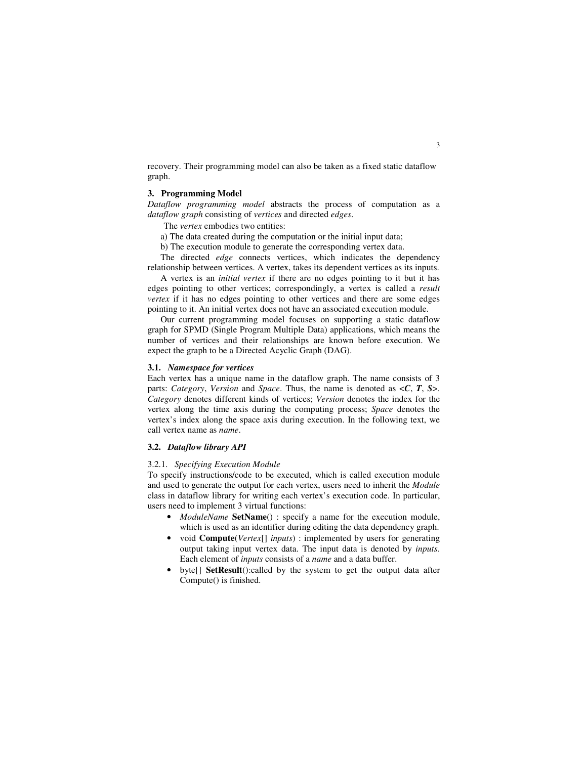recovery. Their programming model can also be taken as a fixed static dataflow graph.

## 3. Programming Model

*Dataflow programming model* abstracts the process of computation as a *dataflow graph* consisting of *vertices* and directed *edges*.

The *vertex* embodies two entities:

a) The data created during the computation or the initial input data;

b) The execution module to generate the corresponding vertex data.

The directed *edge* connects vertices, which indicates the dependency relationship between vertices. A vertex, takes its dependent vertices as its inputs.

A vertex is an *initial vertex* if there are no edges pointing to it but it has edges pointing to other vertices; correspondingly, a vertex is called a *result vertex* if it has no edges pointing to other vertices and there are some edges pointing to it. An initial vertex does not have an associated execution module.

Our current programming model focuses on supporting a static dataflow graph for SPMD (Single Program Multiple Data) applications, which means the number of vertices and their relationships are known before execution. We expect the graph to be a Directed Acyclic Graph (DAG).

### 3.1. *Namespace for vertices*

Each vertex has a unique name in the dataflow graph. The name consists of 3 parts: *Category*, *Version* and *Space*. Thus, the name is denoted as ***<C*, *T*, *S>***. *Category* denotes different kinds of vertices; *Version* denotes the index for the vertex along the time axis during the computing process; *Space* denotes the vertex's index along the space axis during execution. In the following text, we call vertex name as *name*.

### 3.2. *Dataflow library API*

#### 3.2.1. *Specifying Execution Module*

To specify instructions/code to be executed, which is called execution module and used to generate the output for each vertex, users need to inherit the *Module* class in dataflow library for writing each vertex's execution code. In particular, users need to implement 3 virtual functions:

- *ModuleName* **SetName**() : specify a name for the execution module, which is used as an identifier during editing the data dependency graph.
- void **Compute**(*Vertex*[] *inputs*) : implemented by users for generating output taking input vertex data. The input data is denoted by *inputs*. Each element of *inputs* consists of a *name* and a data buffer.
- byte[] **SetResult**():called by the system to get the output data after Compute() is finished.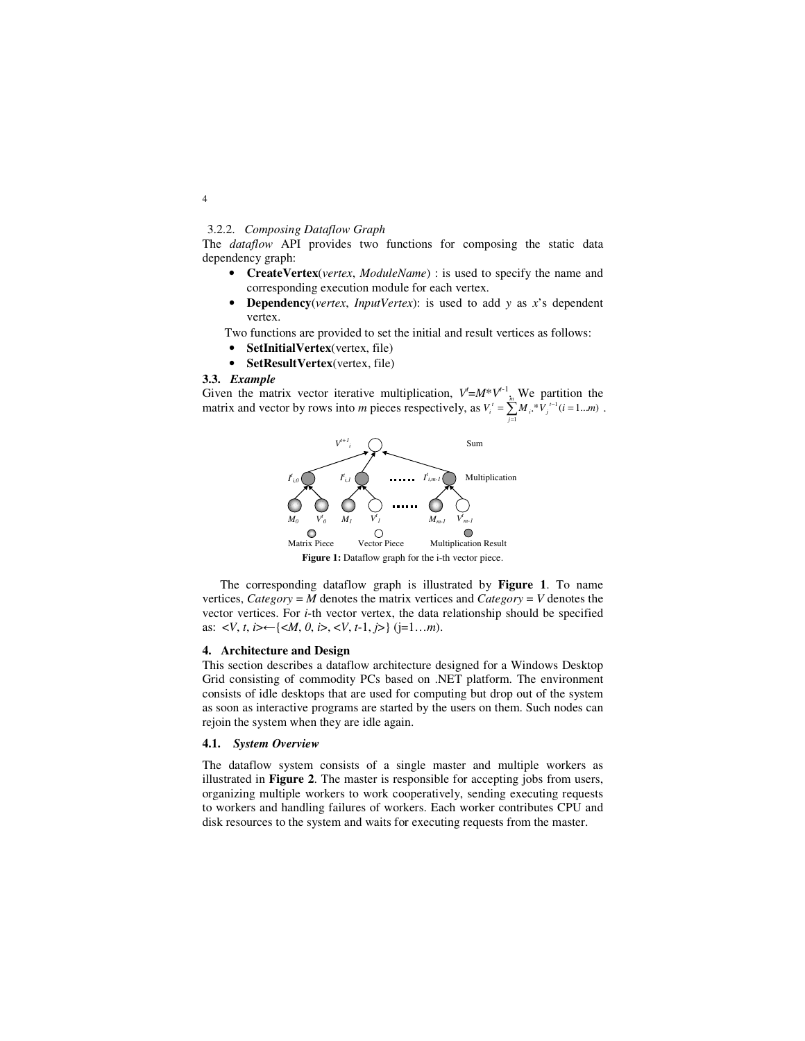3.2.2. *Composing Dataflow Graph*

The *dataflow* API provides two functions for composing the static data dependency graph:

- **CreateVertex**(*vertex*, *ModuleName*) : is used to specify the name and corresponding execution module for each vertex.
- **Dependency**(*vertex*, *InputVertex*): is used to add *y* as *x*'s dependent vertex.

Two functions are provided to set the initial and result vertices as follows:

- **SetInitialVertex**(vertex, file)
- **SetResultVertex**(vertex, file)

### 3.3. *Example*

Given the matrix vector iterative multiplication, $V^t = M * V^{t-1}$. We partition the matrix and vector by rows into *m* pieces respectively, as $V_i^t = \sum_{j=1}^{m} M_i .* V_j^{t-1} (i = 1...m)$ .

Figure 1: Dataflow graph for the i-th vector piece.

The corresponding dataflow graph is illustrated by **Figure 1**. To name vertices, *Category* = *M* denotes the matrix vertices and *Category* = *V* denotes the vector vertices. For *i*-th vector vertex, the data relationship should be specified as: $<V, t, i> \leftarrow \{<M, 0, i>, <V, t\text{-}1, j>\}$ (j=1…*m*).

## 4. Architecture and Design

This section describes a dataflow architecture designed for a Windows Desktop Grid consisting of commodity PCs based on .NET platform. The environment consists of idle desktops that are used for computing but drop out of the system as soon as interactive programs are started by the users on them. Such nodes can rejoin the system when they are idle again.

### 4.1. *System Overview*

The dataflow system consists of a single master and multiple workers as illustrated in **Figure 2**. The master is responsible for accepting jobs from users, organizing multiple workers to work cooperatively, sending executing requests to workers and handling failures of workers. Each worker contributes CPU and disk resources to the system and waits for executing requests from the master.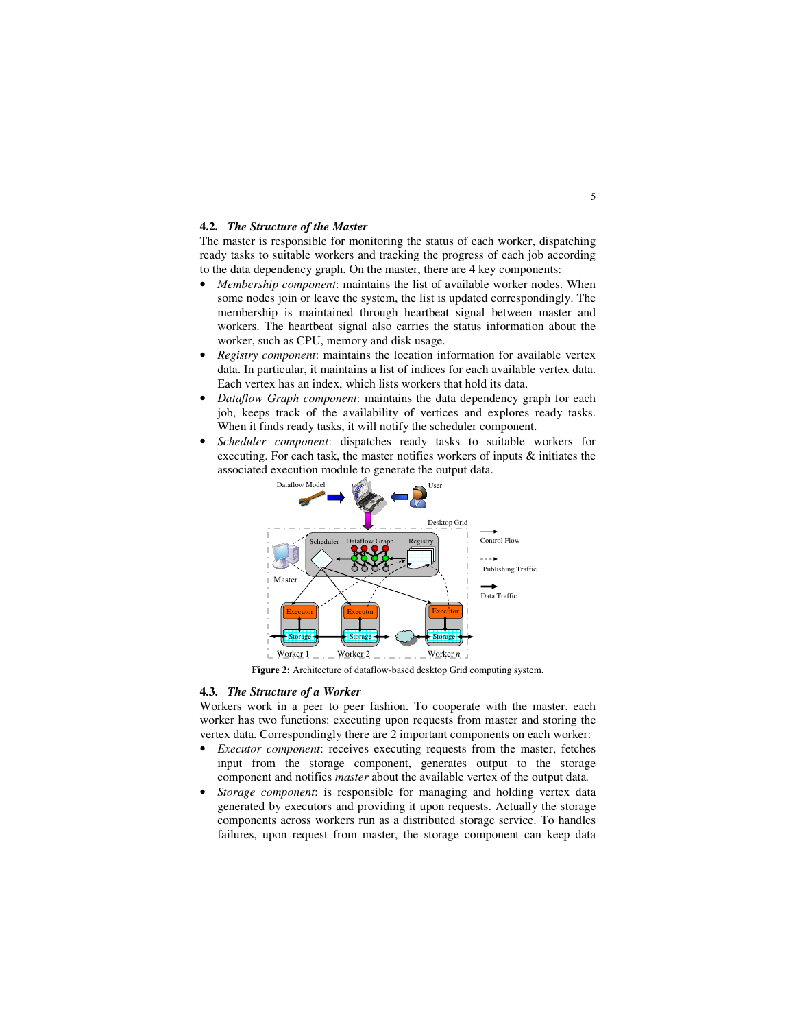### 4.2. *The Structure of the Master*

The master is responsible for monitoring the status of each worker, dispatching ready tasks to suitable workers and tracking the progress of each job according to the data dependency graph. On the master, there are 4 key components:

- *Membership component*: maintains the list of available worker nodes. When some nodes join or leave the system, the list is updated correspondingly. The membership is maintained through heartbeat signal between master and workers. The heartbeat signal also carries the status information about the worker, such as CPU, memory and disk usage.
- *Registry component*: maintains the location information for available vertex data. In particular, it maintains a list of indices for each available vertex data. Each vertex has an index, which lists workers that hold its data.
- *Dataflow Graph component*: maintains the data dependency graph for each job, keeps track of the availability of vertices and explores ready tasks. When it finds ready tasks, it will notify the scheduler component.
- *Scheduler component*: dispatches ready tasks to suitable workers for executing. For each task, the master notifies workers of inputs & initiates the associated execution module to generate the output data.

**Figure 2:** Architecture of dataflow-based desktop Grid computing system.

### 4.3. *The Structure of a Worker*

Workers work in a peer to peer fashion. To cooperate with the master, each worker has two functions: executing upon requests from master and storing the vertex data. Correspondingly there are 2 important components on each worker:

- *Executor component*: receives executing requests from the master, fetches input from the storage component, generates output to the storage component and notifies *master* about the available vertex of the output data.
- *Storage component*: is responsible for managing and holding vertex data generated by executors and providing it upon requests. Actually the storage components across workers run as a distributed storage service. To handles failures, upon request from master, the storage component can keep data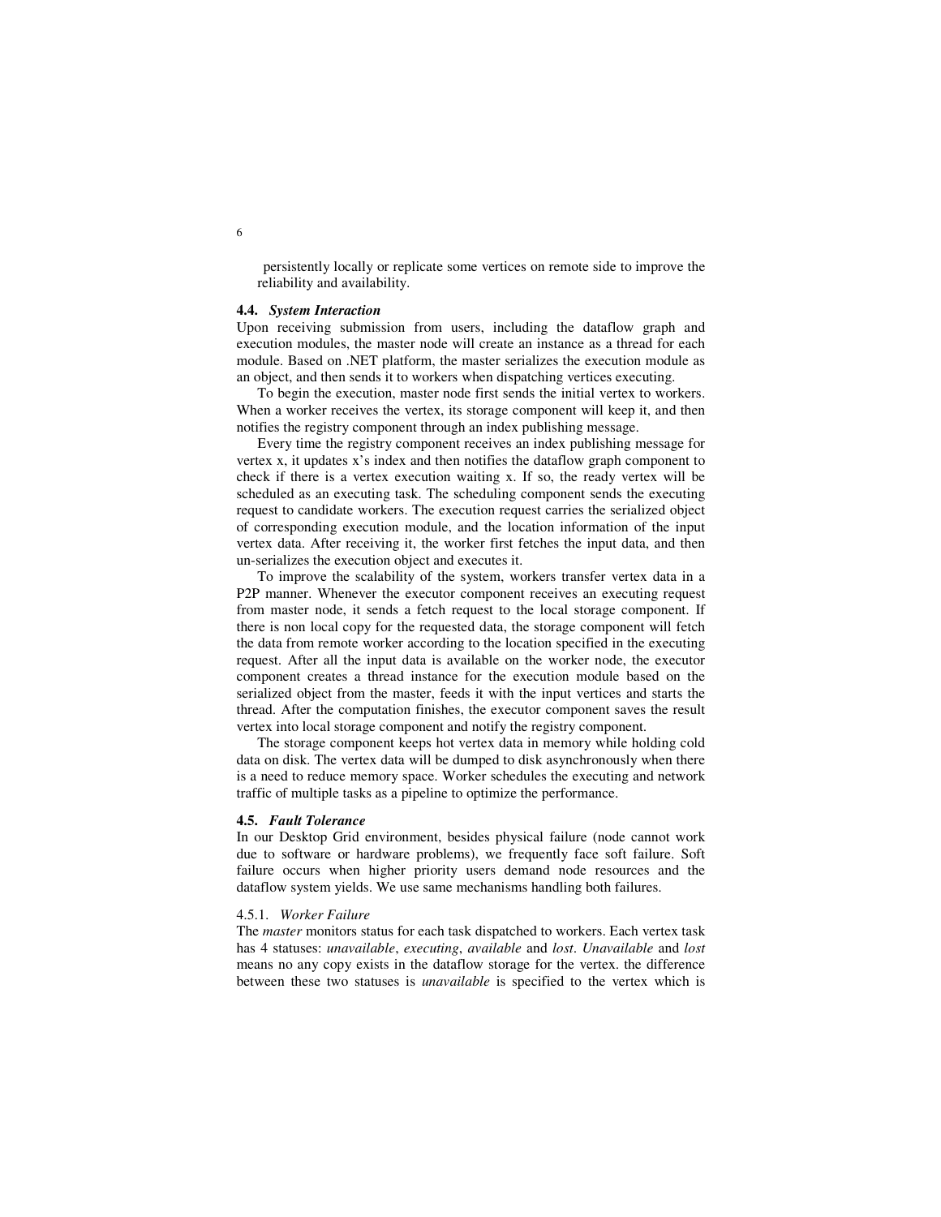persistently locally or replicate some vertices on remote side to improve the reliability and availability.

### 4.4. *System Interaction*

Upon receiving submission from users, including the dataflow graph and execution modules, the master node will create an instance as a thread for each module. Based on .NET platform, the master serializes the execution module as an object, and then sends it to workers when dispatching vertices executing.

To begin the execution, master node first sends the initial vertex to workers. When a worker receives the vertex, its storage component will keep it, and then notifies the registry component through an index publishing message.

Every time the registry component receives an index publishing message for vertex x, it updates x's index and then notifies the dataflow graph component to check if there is a vertex execution waiting x. If so, the ready vertex will be scheduled as an executing task. The scheduling component sends the executing request to candidate workers. The execution request carries the serialized object of corresponding execution module, and the location information of the input vertex data. After receiving it, the worker first fetches the input data, and then un-serializes the execution object and executes it.

To improve the scalability of the system, workers transfer vertex data in a P2P manner. Whenever the executor component receives an executing request from master node, it sends a fetch request to the local storage component. If there is non local copy for the requested data, the storage component will fetch the data from remote worker according to the location specified in the executing request. After all the input data is available on the worker node, the executor component creates a thread instance for the execution module based on the serialized object from the master, feeds it with the input vertices and starts the thread. After the computation finishes, the executor component saves the result vertex into local storage component and notify the registry component.

The storage component keeps hot vertex data in memory while holding cold data on disk. The vertex data will be dumped to disk asynchronously when there is a need to reduce memory space. Worker schedules the executing and network traffic of multiple tasks as a pipeline to optimize the performance.

### 4.5. *Fault Tolerance*

In our Desktop Grid environment, besides physical failure (node cannot work due to software or hardware problems), we frequently face soft failure. Soft failure occurs when higher priority users demand node resources and the dataflow system yields. We use same mechanisms handling both failures.

#### 4.5.1. *Worker Failure*

The *master* monitors status for each task dispatched to workers. Each vertex task has 4 statuses: *unavailable*, *executing*, *available* and *lost*. *Unavailable* and *lost* means no any copy exists in the dataflow storage for the vertex. the difference between these two statuses is *unavailable* is specified to the vertex which is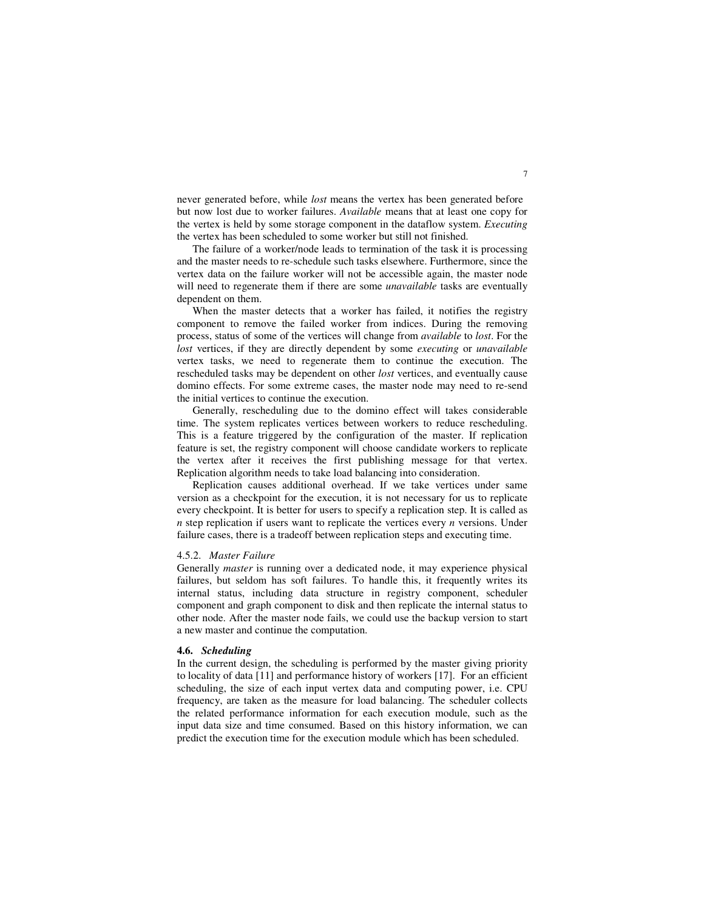never generated before, while *lost* means the vertex has been generated before but now lost due to worker failures. *Available* means that at least one copy for the vertex is held by some storage component in the dataflow system. *Executing* the vertex has been scheduled to some worker but still not finished.

The failure of a worker/node leads to termination of the task it is processing and the master needs to re-schedule such tasks elsewhere. Furthermore, since the vertex data on the failure worker will not be accessible again, the master node will need to regenerate them if there are some *unavailable* tasks are eventually dependent on them.

When the master detects that a worker has failed, it notifies the registry component to remove the failed worker from indices. During the removing process, status of some of the vertices will change from *available* to *lost*. For the *lost* vertices, if they are directly dependent by some *executing* or *unavailable* vertex tasks, we need to regenerate them to continue the execution. The rescheduled tasks may be dependent on other *lost* vertices, and eventually cause domino effects. For some extreme cases, the master node may need to re-send the initial vertices to continue the execution.

Generally, rescheduling due to the domino effect will takes considerable time. The system replicates vertices between workers to reduce rescheduling. This is a feature triggered by the configuration of the master. If replication feature is set, the registry component will choose candidate workers to replicate the vertex after it receives the first publishing message for that vertex. Replication algorithm needs to take load balancing into consideration.

Replication causes additional overhead. If we take vertices under same version as a checkpoint for the execution, it is not necessary for us to replicate every checkpoint. It is better for users to specify a replication step. It is called as *n* step replication if users want to replicate the vertices every *n* versions. Under failure cases, there is a tradeoff between replication steps and executing time.

#### 4.5.2. *Master Failure*

Generally *master* is running over a dedicated node, it may experience physical failures, but seldom has soft failures. To handle this, it frequently writes its internal status, including data structure in registry component, scheduler component and graph component to disk and then replicate the internal status to other node. After the master node fails, we could use the backup version to start a new master and continue the computation.

### 4.6. *Scheduling*

In the current design, the scheduling is performed by the master giving priority to locality of data [11] and performance history of workers [17]. For an efficient scheduling, the size of each input vertex data and computing power, i.e. CPU frequency, are taken as the measure for load balancing. The scheduler collects the related performance information for each execution module, such as the input data size and time consumed. Based on this history information, we can predict the execution time for the execution module which has been scheduled.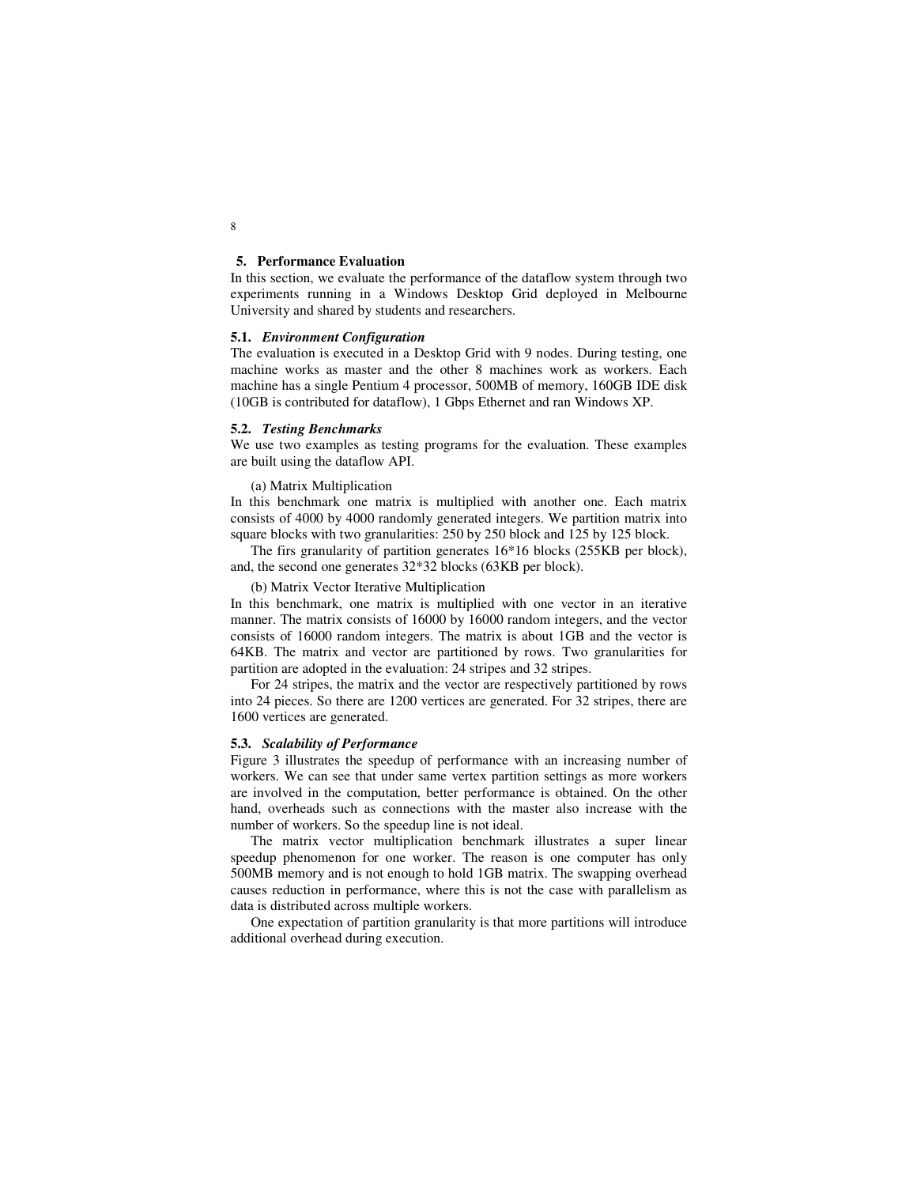## 5. Performance Evaluation

In this section, we evaluate the performance of the dataflow system through two experiments running in a Windows Desktop Grid deployed in Melbourne University and shared by students and researchers.

### 5.1. *Environment Configuration*

The evaluation is executed in a Desktop Grid with 9 nodes. During testing, one machine works as master and the other 8 machines work as workers. Each machine has a single Pentium 4 processor, 500MB of memory, 160GB IDE disk (10GB is contributed for dataflow), 1 Gbps Ethernet and ran Windows XP.

### 5.2. *Testing Benchmarks*

We use two examples as testing programs for the evaluation. These examples are built using the dataflow API.

(a) Matrix Multiplication

In this benchmark one matrix is multiplied with another one. Each matrix consists of 4000 by 4000 randomly generated integers. We partition matrix into square blocks with two granularities: 250 by 250 block and 125 by 125 block.

The firs granularity of partition generates 16*16 blocks (255KB per block), and, the second one generates 32*32 blocks (63KB per block).

(b) Matrix Vector Iterative Multiplication

In this benchmark, one matrix is multiplied with one vector in an iterative manner. The matrix consists of 16000 by 16000 random integers, and the vector consists of 16000 random integers. The matrix is about 1GB and the vector is 64KB. The matrix and vector are partitioned by rows. Two granularities for partition are adopted in the evaluation: 24 stripes and 32 stripes.

For 24 stripes, the matrix and the vector are respectively partitioned by rows into 24 pieces. So there are 1200 vertices are generated. For 32 stripes, there are 1600 vertices are generated.

### 5.3. *Scalability of Performance*

Figure 3 illustrates the speedup of performance with an increasing number of workers. We can see that under same vertex partition settings as more workers are involved in the computation, better performance is obtained. On the other hand, overheads such as connections with the master also increase with the number of workers. So the speedup line is not ideal.

The matrix vector multiplication benchmark illustrates a super linear speedup phenomenon for one worker. The reason is one computer has only 500MB memory and is not enough to hold 1GB matrix. The swapping overhead causes reduction in performance, where this is not the case with parallelism as data is distributed across multiple workers.

One expectation of partition granularity is that more partitions will introduce additional overhead during execution.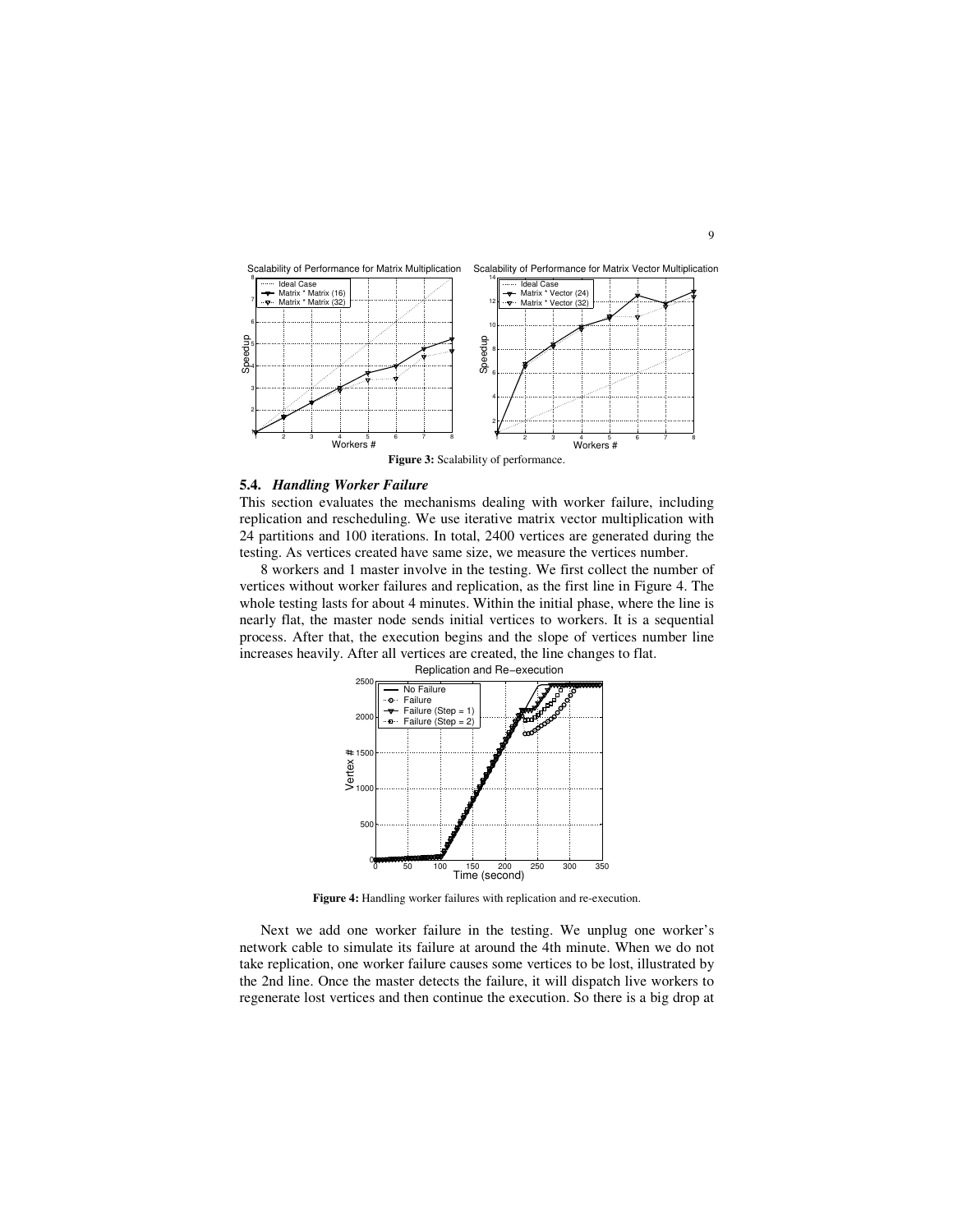**Figure 3:** Scalability of performance.

### 5.4. *Handling Worker Failure*

This section evaluates the mechanisms dealing with worker failure, including replication and rescheduling. We use iterative matrix vector multiplication with 24 partitions and 100 iterations. In total, 2400 vertices are generated during the testing. As vertices created have same size, we measure the vertices number.

8 workers and 1 master involve in the testing. We first collect the number of vertices without worker failures and replication, as the first line in Figure 4. The whole testing lasts for about 4 minutes. Within the initial phase, where the line is nearly flat, the master node sends initial vertices to workers. It is a sequential process. After that, the execution begins and the slope of vertices number line increases heavily. After all vertices are created, the line changes to flat.

**Figure 4:** Handling worker failures with replication and re-execution.

Next we add one worker failure in the testing. We unplug one worker's network cable to simulate its failure at around the 4th minute. When we do not take replication, one worker failure causes some vertices to be lost, illustrated by the 2nd line. Once the master detects the failure, it will dispatch live workers to regenerate lost vertices and then continue the execution. So there is a big drop at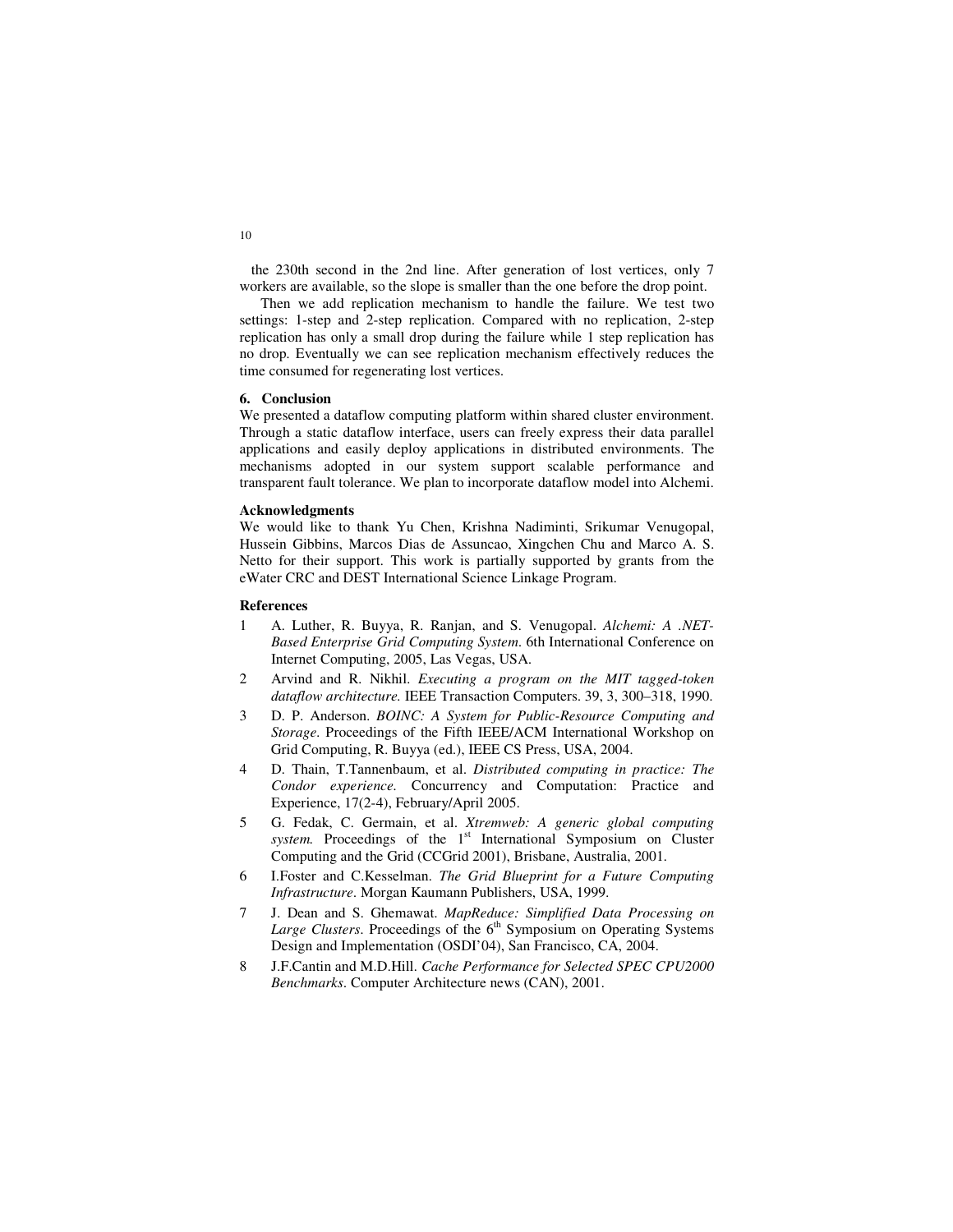the 230th second in the 2nd line. After generation of lost vertices, only 7 workers are available, so the slope is smaller than the one before the drop point.

Then we add replication mechanism to handle the failure. We test two settings: 1-step and 2-step replication. Compared with no replication, 2-step replication has only a small drop during the failure while 1 step replication has no drop. Eventually we can see replication mechanism effectively reduces the time consumed for regenerating lost vertices.

## 6. Conclusion

We presented a dataflow computing platform within shared cluster environment. Through a static dataflow interface, users can freely express their data parallel applications and easily deploy applications in distributed environments. The mechanisms adopted in our system support scalable performance and transparent fault tolerance. We plan to incorporate dataflow model into Alchemi.

## Acknowledgments

We would like to thank Yu Chen, Krishna Nadiminti, Srikumar Venugopal, Hussein Gibbins, Marcos Dias de Assuncao, Xingchen Chu and Marco A. S. Netto for their support. This work is partially supported by grants from the eWater CRC and DEST International Science Linkage Program.

## References

1. A. Luther, R. Buyya, R. Ranjan, and S. Venugopal. *Alchemi: A .NET-Based Enterprise Grid Computing System*. 6th International Conference on Internet Computing, 2005, Las Vegas, USA.
2. Arvind and R. Nikhil. *Executing a program on the MIT tagged-token dataflow architecture.* IEEE Transaction Computers. 39, 3, 300–318, 1990.
3. D. P. Anderson. *BOINC: A System for Public-Resource Computing and Storage*. Proceedings of the Fifth IEEE/ACM International Workshop on Grid Computing, R. Buyya (ed.), IEEE CS Press, USA, 2004.
4. D. Thain, T.Tannenbaum, et al. *Distributed computing in practice: The Condor experience.* Concurrency and Computation: Practice and Experience, 17(2-4), February/April 2005.
5. G. Fedak, C. Germain, et al. *Xtremweb: A generic global computing system.* Proceedings of the 1st International Symposium on Cluster Computing and the Grid (CCGrid 2001), Brisbane, Australia, 2001.
6. I.Foster and C.Kesselman. *The Grid Blueprint for a Future Computing Infrastructure*. Morgan Kaumann Publishers, USA, 1999.
7. J. Dean and S. Ghemawat. *MapReduce: Simplified Data Processing on Large Clusters*. Proceedings of the 6th Symposium on Operating Systems Design and Implementation (OSDI'04), San Francisco, CA, 2004.
8. J.F.Cantin and M.D.Hill. *Cache Performance for Selected SPEC CPU2000 Benchmarks*. Computer Architecture news (CAN), 2001.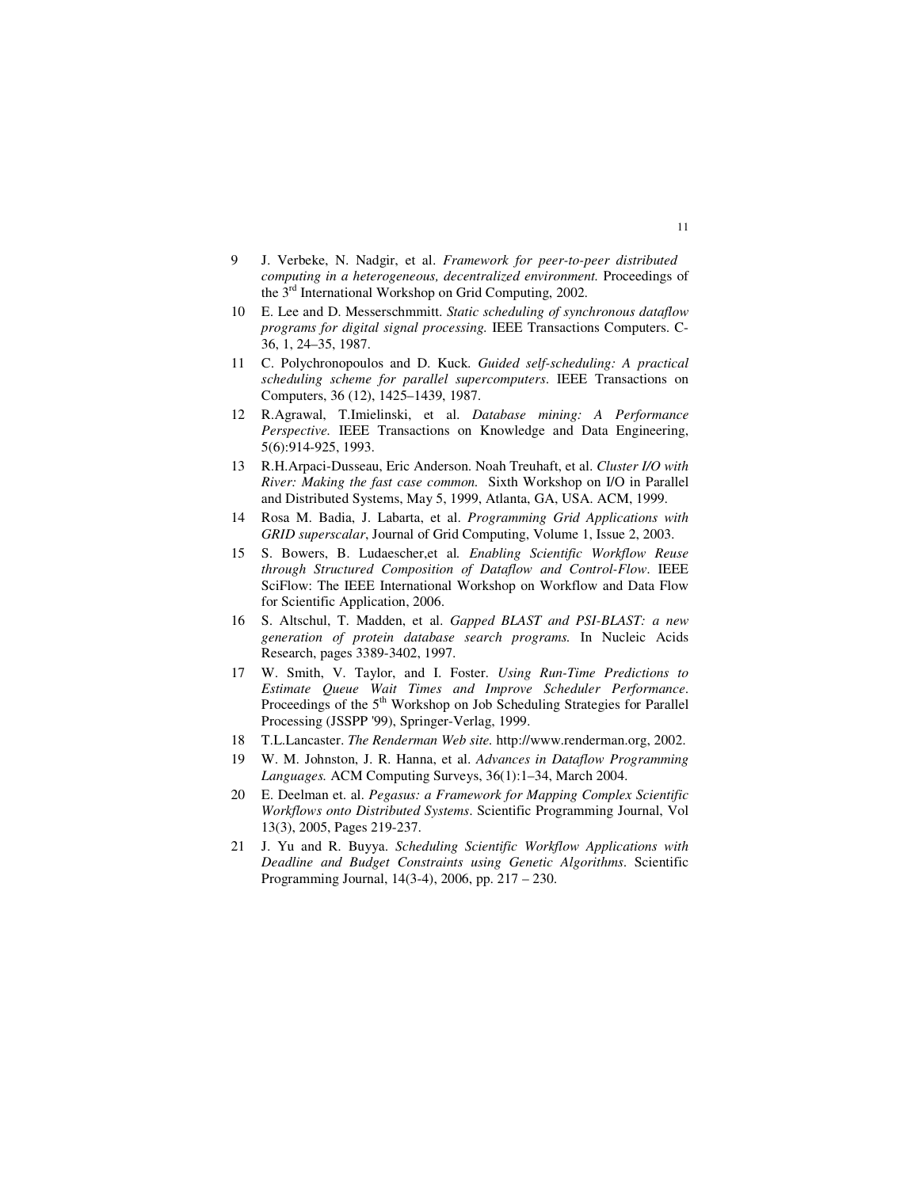9. J. Verbeke, N. Nadgir, et al. *Framework for peer-to-peer distributed computing in a heterogeneous, decentralized environment.* Proceedings of the 3rd International Workshop on Grid Computing, 2002.
10. E. Lee and D. Messerschmmitt. *Static scheduling of synchronous dataflow programs for digital signal processing.* IEEE Transactions Computers. C-36, 1, 24–35, 1987.
11. C. Polychronopoulos and D. Kuck. *Guided self-scheduling: A practical scheduling scheme for parallel supercomputers*. IEEE Transactions on Computers, 36 (12), 1425–1439, 1987.
12. R.Agrawal, T.Imielinski, et al. *Database mining: A Performance Perspective.* IEEE Transactions on Knowledge and Data Engineering, 5(6):914-925, 1993.
13. R.H.Arpaci-Dusseau, Eric Anderson. Noah Treuhaft, et al. *Cluster I/O with River: Making the fast case common.* Sixth Workshop on I/O in Parallel and Distributed Systems, May 5, 1999, Atlanta, GA, USA. ACM, 1999.
14. Rosa M. Badia, J. Labarta, et al. *Programming Grid Applications with GRID superscalar*, Journal of Grid Computing, Volume 1, Issue 2, 2003.
15. S. Bowers, B. Ludaescher,et al. *Enabling Scientific Workflow Reuse through Structured Composition of Dataflow and Control-Flow*. IEEE SciFlow: The IEEE International Workshop on Workflow and Data Flow for Scientific Application, 2006.
16. S. Altschul, T. Madden, et al. *Gapped BLAST and PSI-BLAST: a new generation of protein database search programs.* In Nucleic Acids Research, pages 3389-3402, 1997.
17. W. Smith, V. Taylor, and I. Foster. *Using Run-Time Predictions to Estimate Queue Wait Times and Improve Scheduler Performance*. Proceedings of the 5th Workshop on Job Scheduling Strategies for Parallel Processing (JSSPP '99), Springer-Verlag, 1999.
18. T.L.Lancaster. *The Renderman Web site.* http://www.renderman.org, 2002.
19. W. M. Johnston, J. R. Hanna, et al. *Advances in Dataflow Programming Languages.* ACM Computing Surveys, 36(1):1–34, March 2004.
20. E. Deelman et. al. *Pegasus: a Framework for Mapping Complex Scientific Workflows onto Distributed Systems*. Scientific Programming Journal, Vol 13(3), 2005, Pages 219-237.
21. J. Yu and R. Buyya. *Scheduling Scientific Workflow Applications with Deadline and Budget Constraints using Genetic Algorithms*. Scientific Programming Journal, 14(3-4), 2006, pp. 217 – 230.